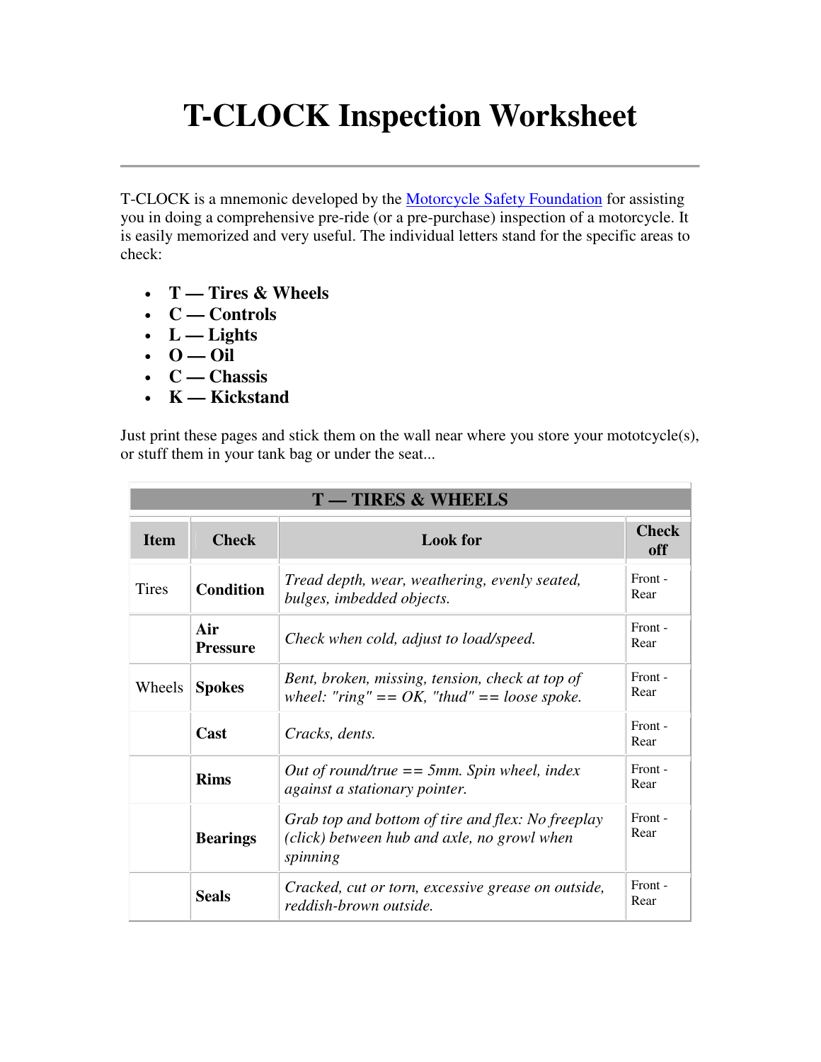# T-CLOCK Inspection Worksheet

---

T-CLOCK is a mnemonic developed by the [Motorcycle Safety Foundation] for assisting you in doing a comprehensive pre-ride (or a pre-purchase) inspection of a motorcycle. It is easily memorized and very useful. The individual letters stand for the specific areas to check:

- **T — Tires & Wheels**
- **C — Controls**
- **L — Lights**
- **O — Oil**
- **C — Chassis**
- **K — Kickstand**

Just print these pages and stick them on the wall near where you store your mototcycle(s), or stuff them in your tank bag or under the seat...

| T — TIRES & WHEELS | | | |
|---|---|---|---|
| **Item** | **Check** | **Look for** | **Check off** |
| Tires | **Condition** | *Tread depth, wear, weathering, evenly seated, bulges, imbedded objects.* | Front - Rear |
| | **Air Pressure** | *Check when cold, adjust to load/speed.* | Front - Rear |
| Wheels | **Spokes** | *Bent, broken, missing, tension, check at top of wheel: "ring" == OK, "thud" == loose spoke.* | Front - Rear |
| | **Cast** | *Cracks, dents.* | Front - Rear |
| | **Rims** | *Out of round/true == 5mm. Spin wheel, index against a stationary pointer.* | Front - Rear |
| | **Bearings** | *Grab top and bottom of tire and flex: No freeplay (click) between hub and axle, no growl when spinning* | Front - Rear |
| | **Seals** | *Cracked, cut or torn, excessive grease on outside, reddish-brown outside.* | Front - Rear |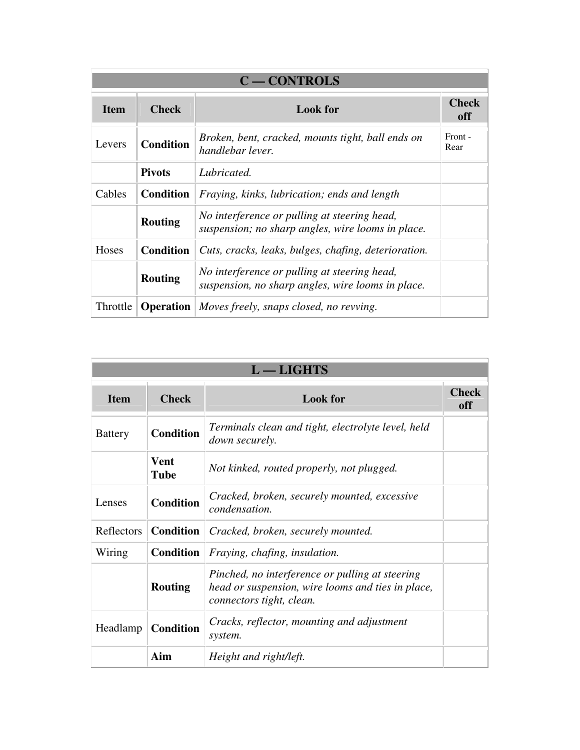| C — CONTROLS | | | |
|---|---|---|---|
| **Item** | **Check** | **Look for** | **Check off** |
| Levers | **Condition** | *Broken, bent, cracked, mounts tight, ball ends on handlebar lever.* | Front - Rear |
| | **Pivots** | *Lubricated.* | |
| Cables | **Condition** | *Fraying, kinks, lubrication; ends and length* | |
| | **Routing** | *No interference or pulling at steering head, suspension; no sharp angles, wire looms in place.* | |
| Hoses | **Condition** | *Cuts, cracks, leaks, bulges, chafing, deterioration.* | |
| | **Routing** | *No interference or pulling at steering head, suspension, no sharp angles, wire looms in place.* | |
| Throttle | **Operation** | *Moves freely, snaps closed, no revving.* | |

| L — LIGHTS | | | |
|---|---|---|---|
| **Item** | **Check** | **Look for** | **Check off** |
| Battery | **Condition** | *Terminals clean and tight, electrolyte level, held down securely.* | |
| | **Vent Tube** | *Not kinked, routed properly, not plugged.* | |
| Lenses | **Condition** | *Cracked, broken, securely mounted, excessive condensation.* | |
| Reflectors | **Condition** | *Cracked, broken, securely mounted.* | |
| Wiring | **Condition** | *Fraying, chafing, insulation.* | |
| | **Routing** | *Pinched, no interference or pulling at steering head or suspension, wire looms and ties in place, connectors tight, clean.* | |
| Headlamp | **Condition** | *Cracks, reflector, mounting and adjustment system.* | |
| | **Aim** | *Height and right/left.* | |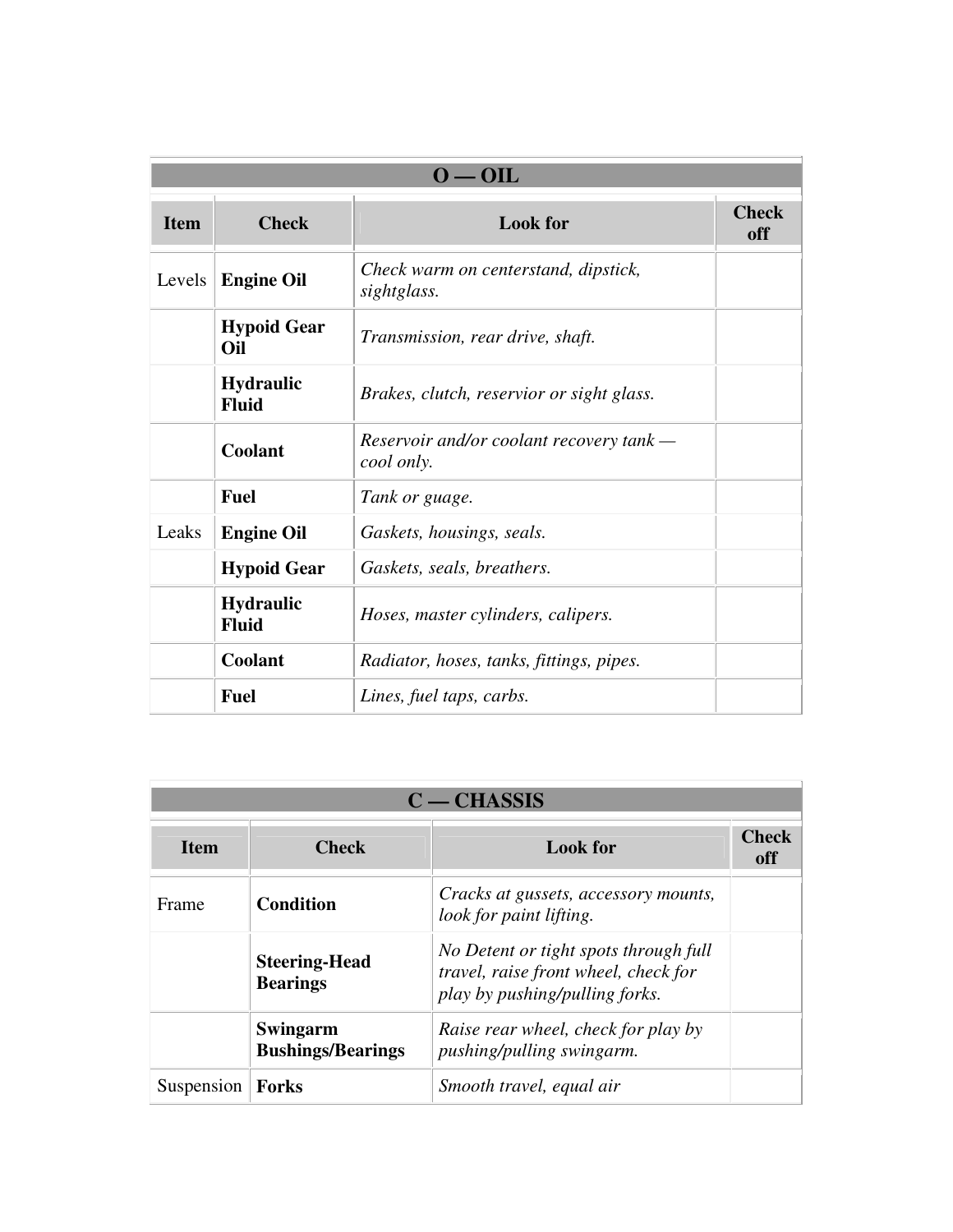| O — OIL | | | |
|---|---|---|---|
| **Item** | **Check** | **Look for** | **Check off** |
| Levels | **Engine Oil** | *Check warm on centerstand, dipstick, sightglass.* | |
| | **Hypoid Gear Oil** | *Transmission, rear drive, shaft.* | |
| | **Hydraulic Fluid** | *Brakes, clutch, reservior or sight glass.* | |
| | **Coolant** | *Reservoir and/or coolant recovery tank — cool only.* | |
| | **Fuel** | *Tank or guage.* | |
| Leaks | **Engine Oil** | *Gaskets, housings, seals.* | |
| | **Hypoid Gear** | *Gaskets, seals, breathers.* | |
| | **Hydraulic Fluid** | *Hoses, master cylinders, calipers.* | |
| | **Coolant** | *Radiator, hoses, tanks, fittings, pipes.* | |
| | **Fuel** | *Lines, fuel taps, carbs.* | |

| C — CHASSIS | | | |
|---|---|---|---|
| **Item** | **Check** | **Look for** | **Check off** |
| Frame | **Condition** | *Cracks at gussets, accessory mounts, look for paint lifting.* | |
| | **Steering-Head Bearings** | *No Detent or tight spots through full travel, raise front wheel, check for play by pushing/pulling forks.* | |
| | **Swingarm Bushings/Bearings** | *Raise rear wheel, check for play by pushing/pulling swingarm.* | |
| Suspension | **Forks** | *Smooth travel, equal air* | |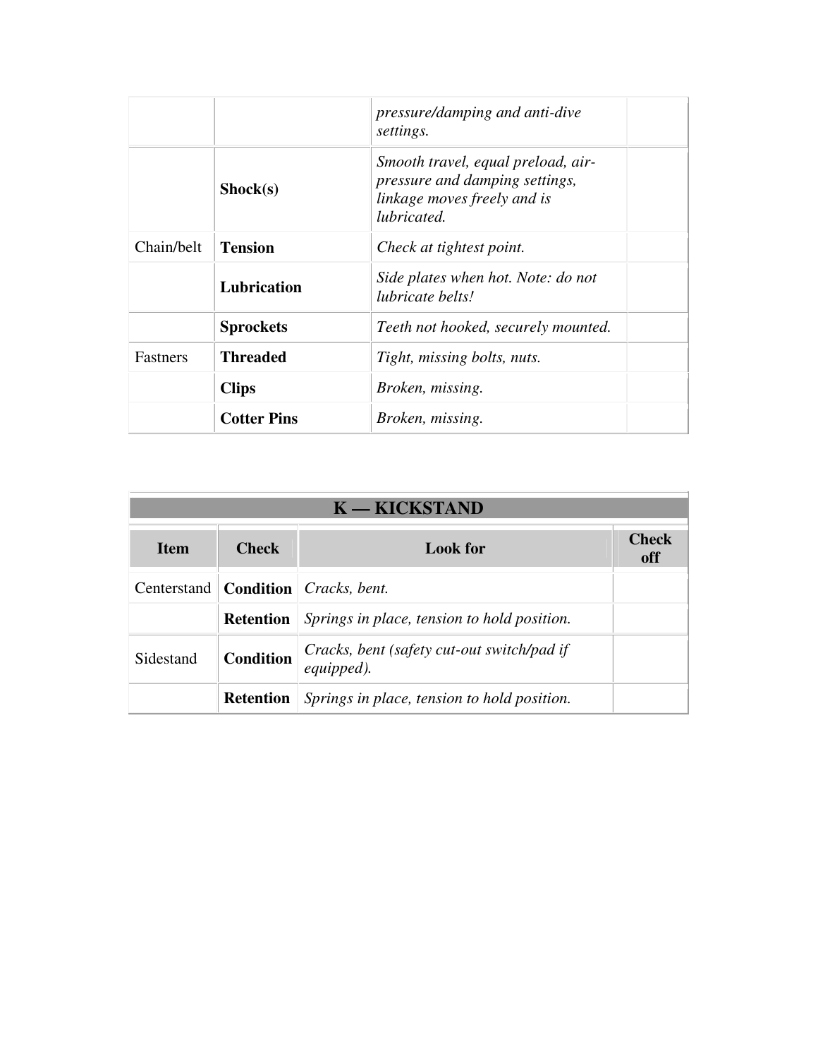| | | | |
|---|---|---|---|
| | | *pressure/damping and anti-dive settings.* | |
| | **Shock(s)** | *Smooth travel, equal preload, air-pressure and damping settings, linkage moves freely and is lubricated.* | |
| Chain/belt | **Tension** | *Check at tightest point.* | |
| | **Lubrication** | *Side plates when hot. Note: do not lubricate belts!* | |
| | **Sprockets** | *Teeth not hooked, securely mounted.* | |
| Fastners | **Threaded** | *Tight, missing bolts, nuts.* | |
| | **Clips** | *Broken, missing.* | |
| | **Cotter Pins** | *Broken, missing.* | |

## K — KICKSTAND

| Item | Check | Look for | Check off |
|---|---|---|---|
| Centerstand | **Condition** | *Cracks, bent.* | |
| | **Retention** | *Springs in place, tension to hold position.* | |
| Sidestand | **Condition** | *Cracks, bent (safety cut-out switch/pad if equipped).* | |
| | **Retention** | *Springs in place, tension to hold position.* | |